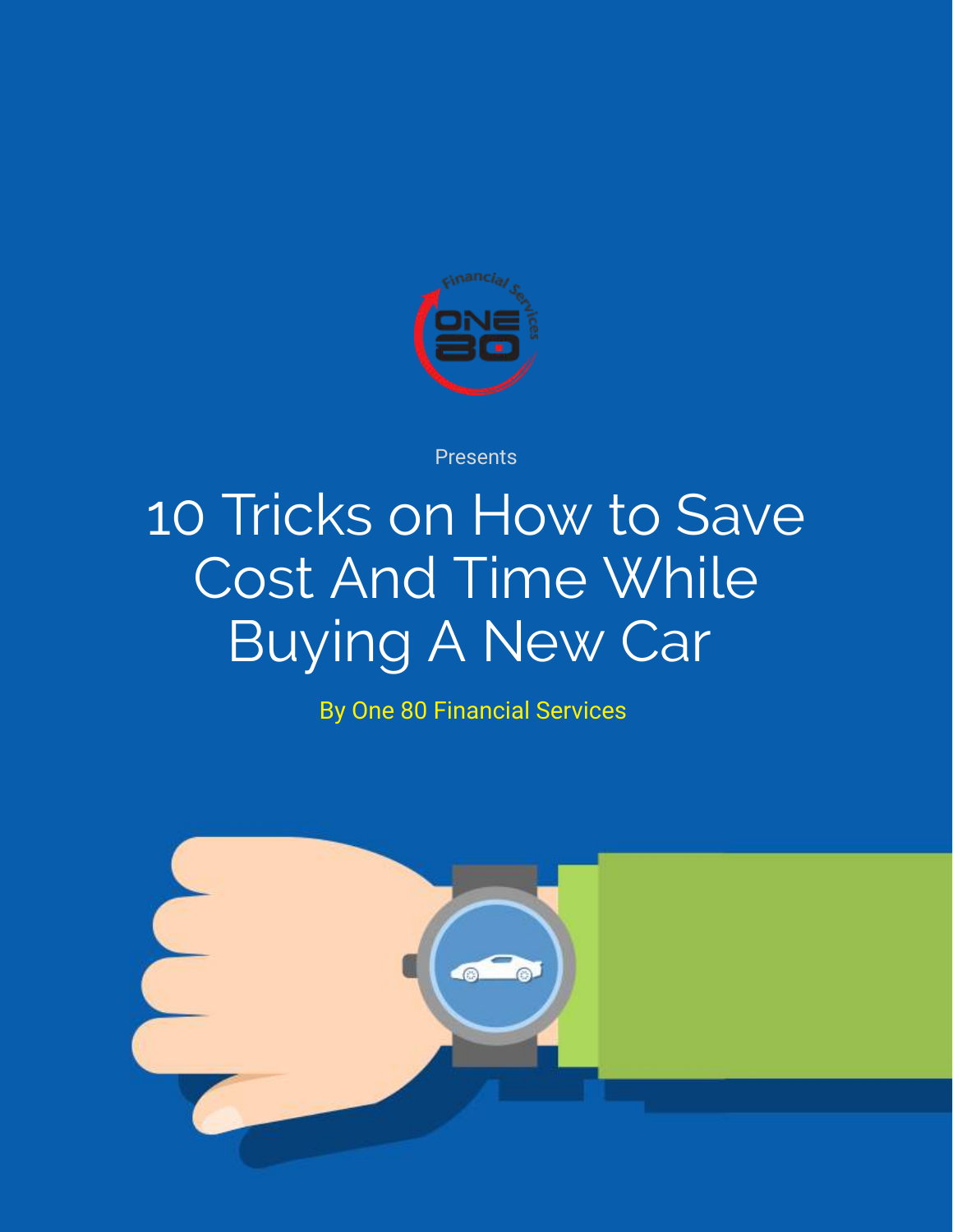Presents

# 10 Tricks on How to Save Cost And Time While Buying A New Car

By One 80 Financial Services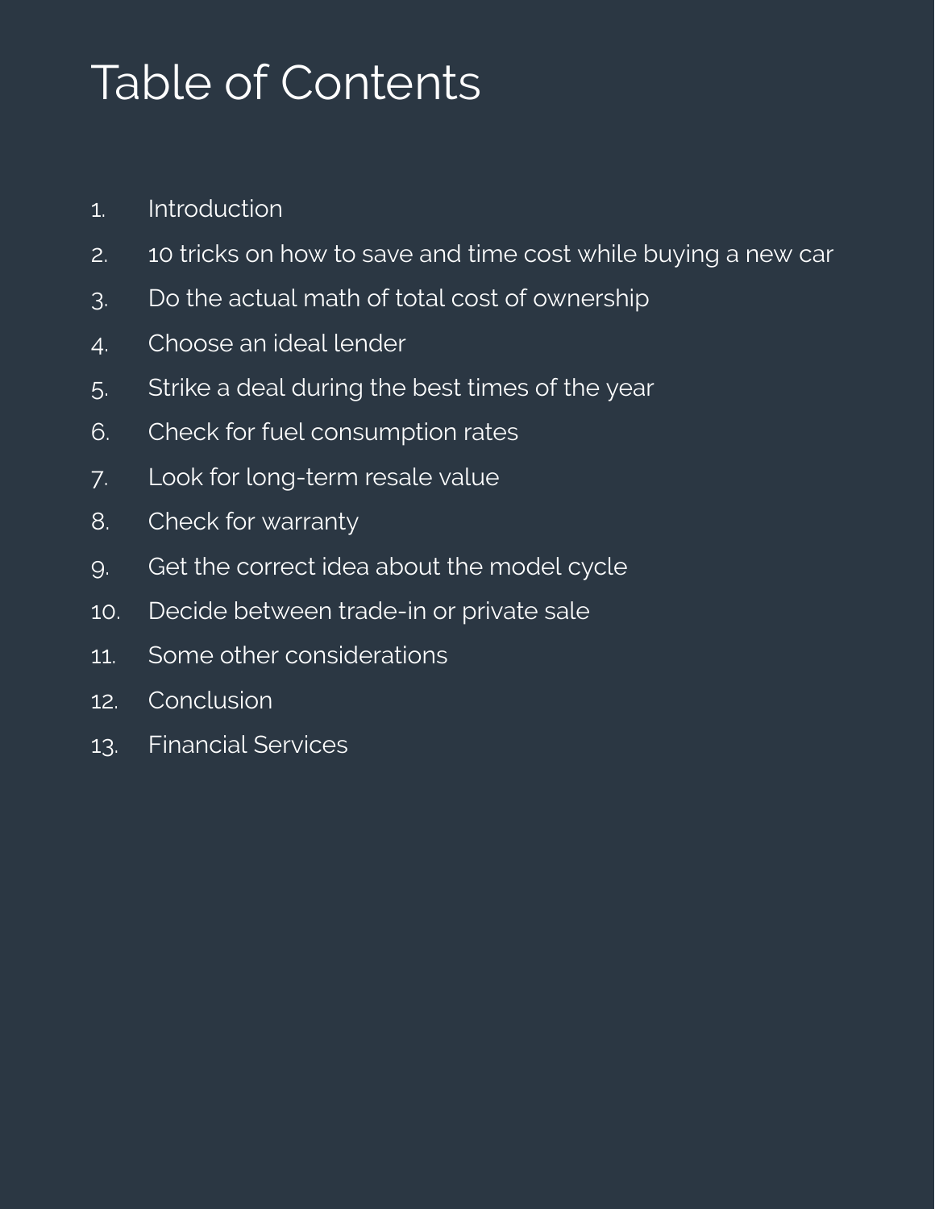# Table of Contents

1. Introduction
2. 10 tricks on how to save and time cost while buying a new car
3. Do the actual math of total cost of ownership
4. Choose an ideal lender
5. Strike a deal during the best times of the year
6. Check for fuel consumption rates
7. Look for long-term resale value
8. Check for warranty
9. Get the correct idea about the model cycle
10. Decide between trade-in or private sale
11. Some other considerations
12. Conclusion
13. Financial Services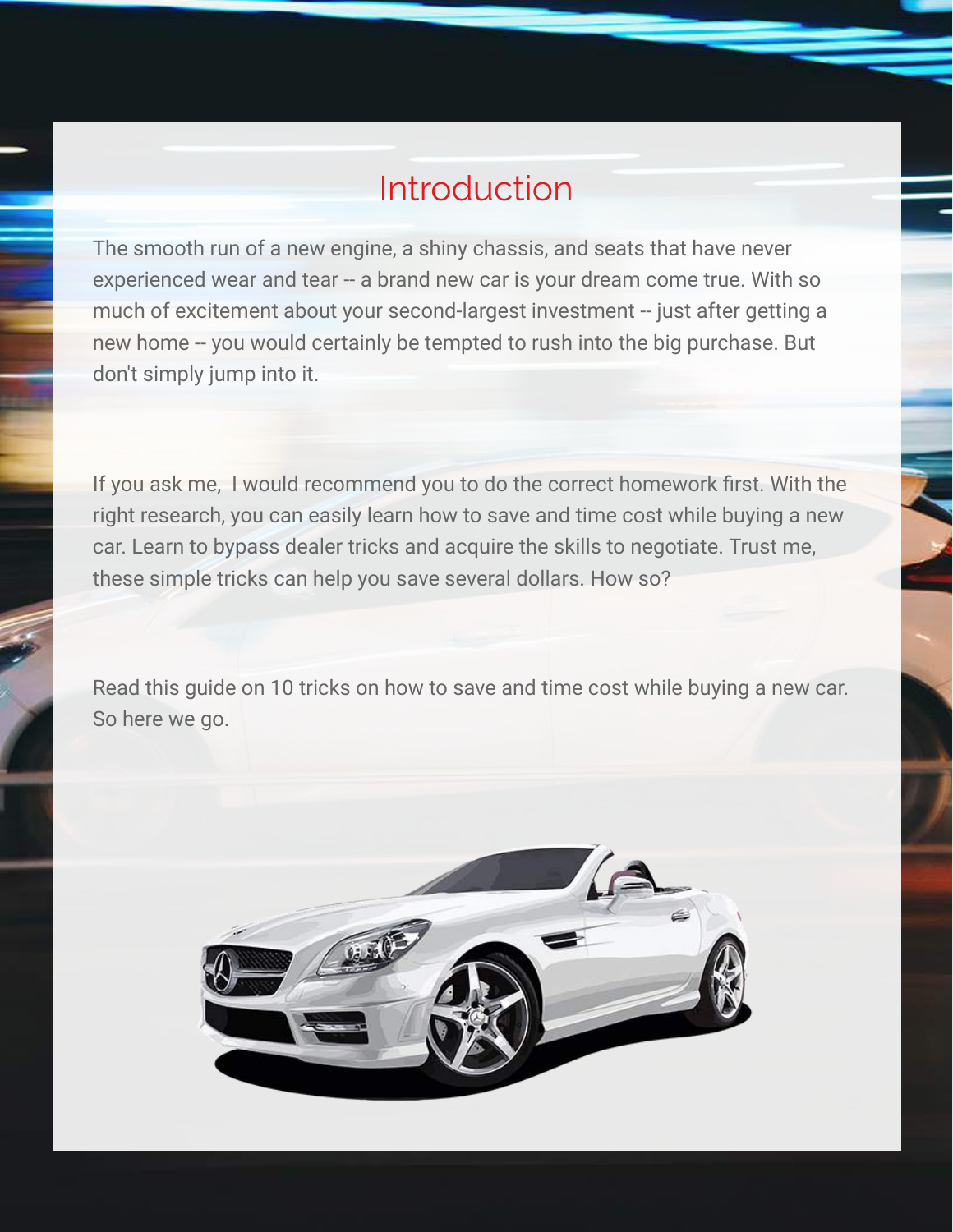# Introduction

The smooth run of a new engine, a shiny chassis, and seats that have never experienced wear and tear -- a brand new car is your dream come true. With so much of excitement about your second-largest investment -- just after getting a new home -- you would certainly be tempted to rush into the big purchase. But don't simply jump into it.

If you ask me,  I would recommend you to do the correct homework first. With the right research, you can easily learn how to save and time cost while buying a new car. Learn to bypass dealer tricks and acquire the skills to negotiate. Trust me, these simple tricks can help you save several dollars. How so?

Read this guide on 10 tricks on how to save and time cost while buying a new car. So here we go.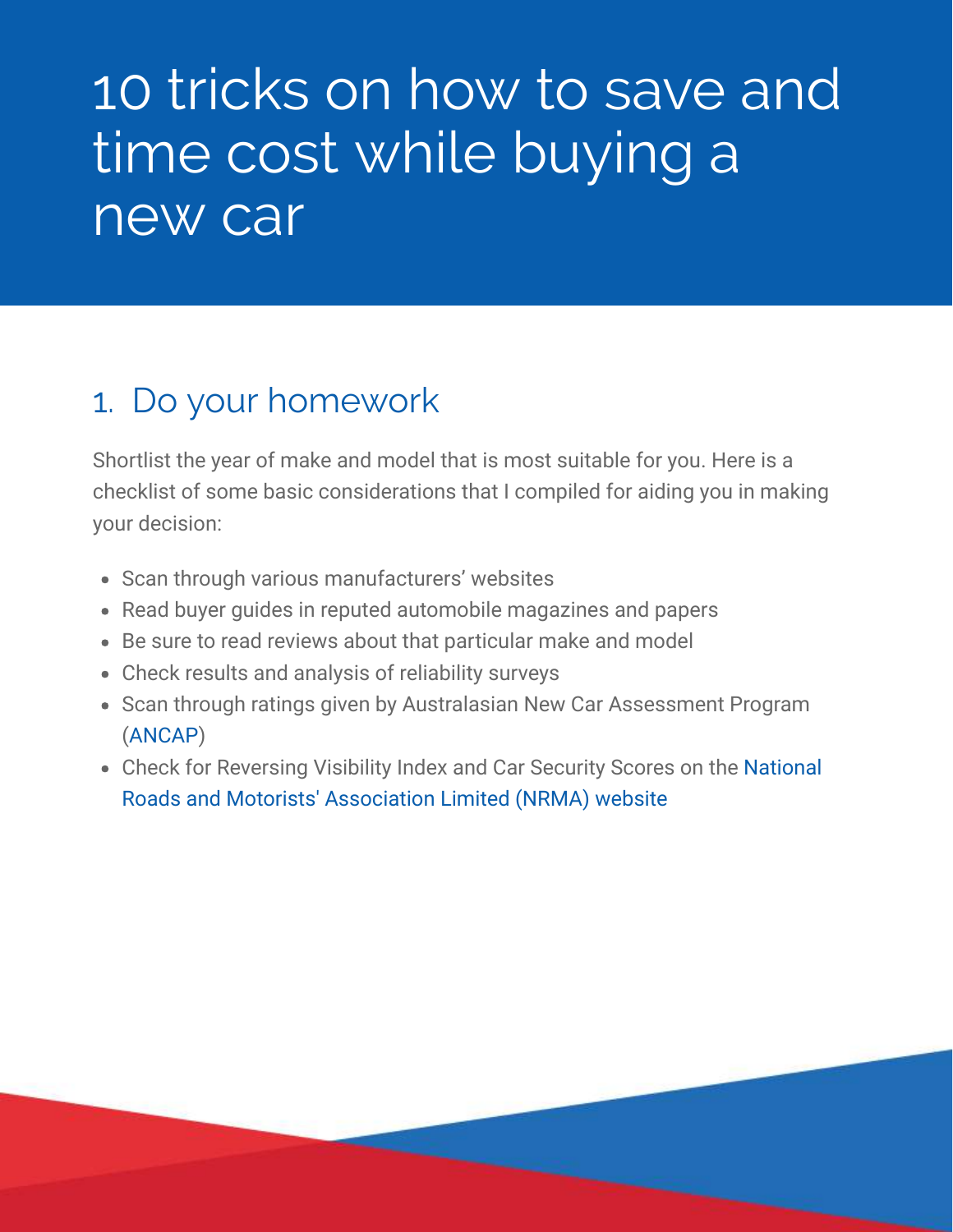# 10 tricks on how to save and time cost while buying a new car

## 1. Do your homework

Shortlist the year of make and model that is most suitable for you. Here is a checklist of some basic considerations that I compiled for aiding you in making your decision:

- Scan through various manufacturers' websites
- Read buyer guides in reputed automobile magazines and papers
- Be sure to read reviews about that particular make and model
- Check results and analysis of reliability surveys
- Scan through ratings given by Australasian New Car Assessment Program (ANCAP)
- Check for Reversing Visibility Index and Car Security Scores on the National Roads and Motorists' Association Limited (NRMA) website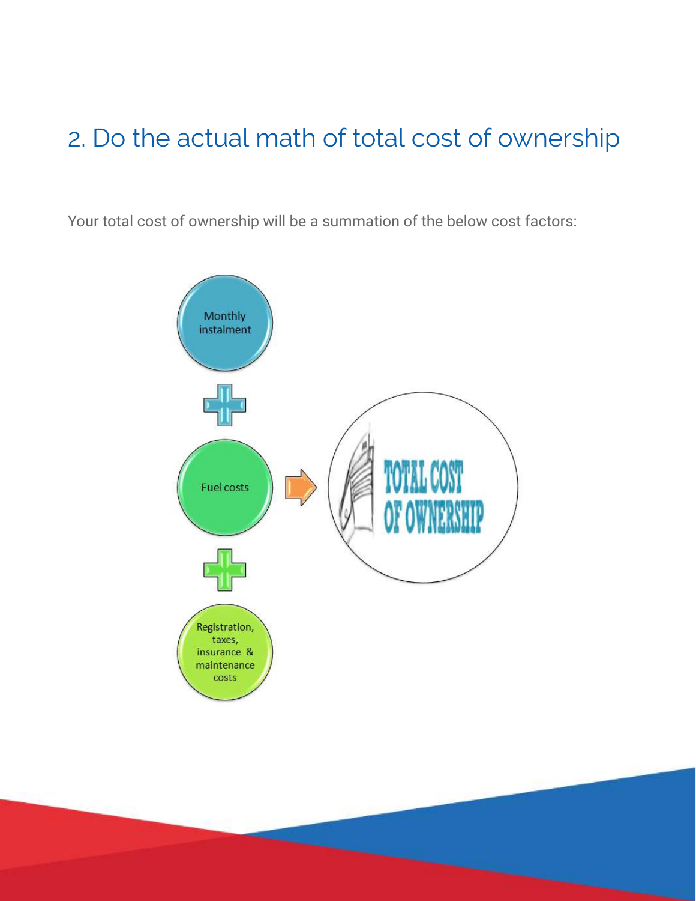## 2. Do the actual math of total cost of ownership

Your total cost of ownership will be a summation of the below cost factors:

Monthly instalment

+

Fuel costs

+

Registration, taxes, insurance & maintenance costs

→ TOTAL COST OF OWNERSHIP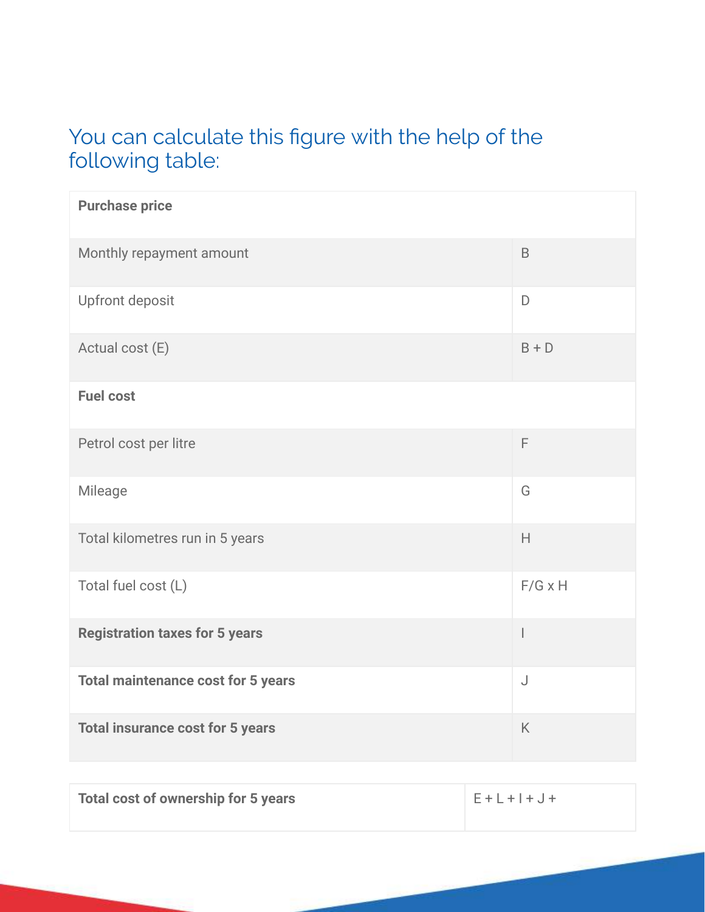## You can calculate this figure with the help of the following table:

| **Purchase price** | |
|---|---|
| Monthly repayment amount | B |
| Upfront deposit | D |
| Actual cost (E) | B + D |
| **Fuel cost** | |
| Petrol cost per litre | F |
| Mileage | G |
| Total kilometres run in 5 years | H |
| Total fuel cost (L) | F/G x H |
| **Registration taxes for 5 years** | I |
| **Total maintenance cost for 5 years** | J |
| **Total insurance cost for 5 years** | K |

| **Total cost of ownership for 5 years** | E + L + I + J + |
|---|---|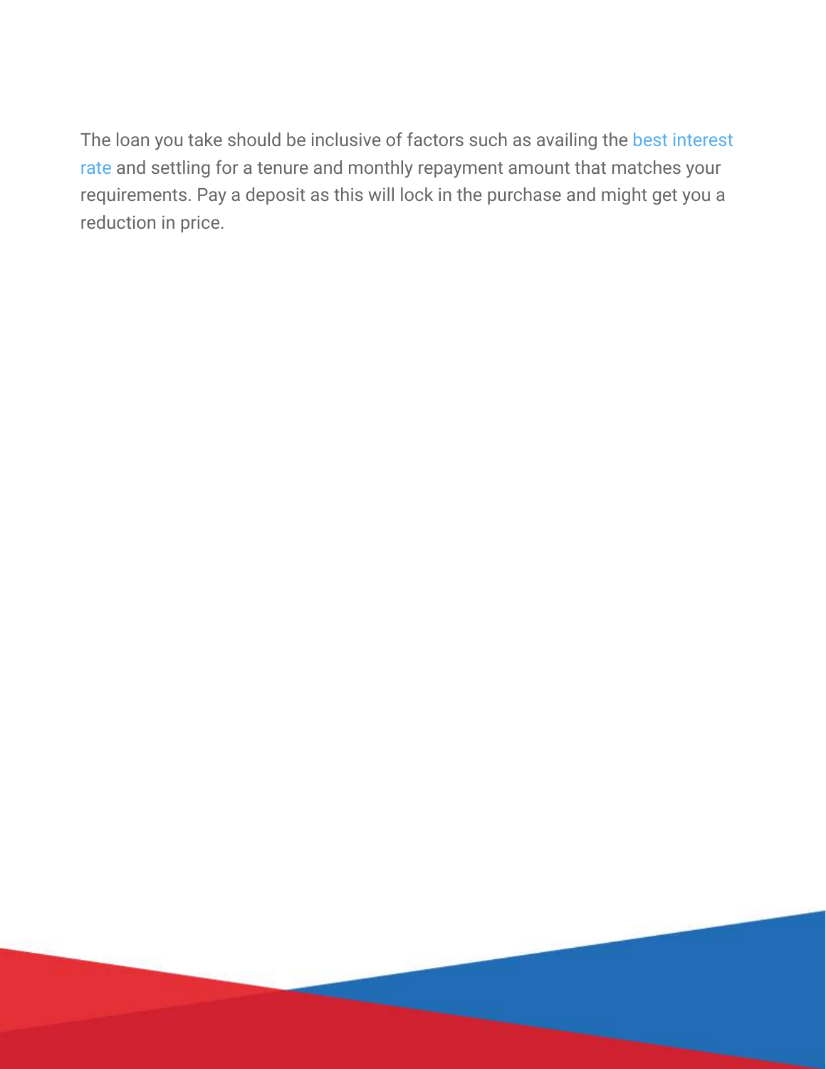The loan you take should be inclusive of factors such as availing the best interest rate and settling for a tenure and monthly repayment amount that matches your requirements. Pay a deposit as this will lock in the purchase and might get you a reduction in price.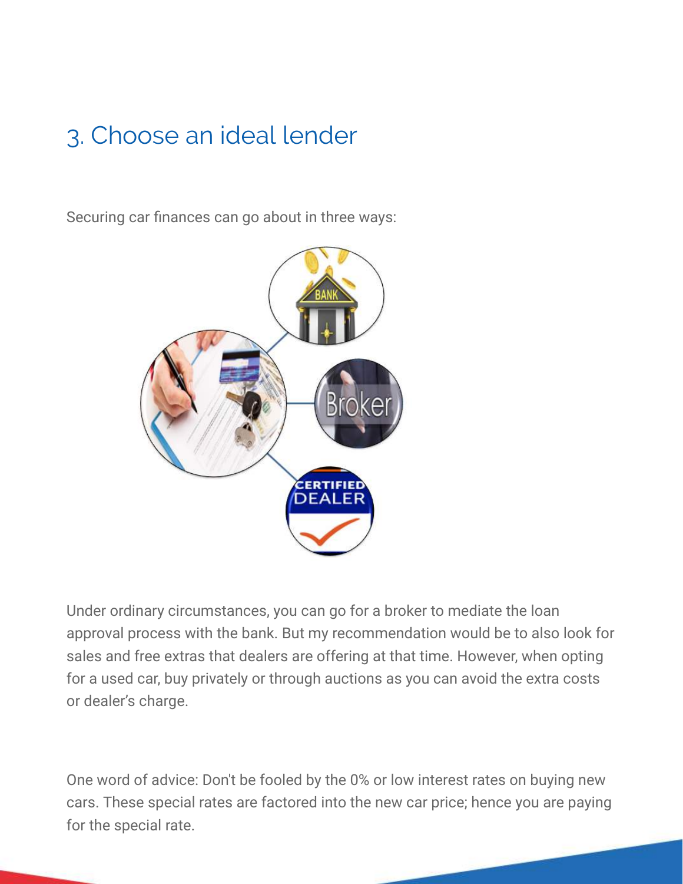## 3. Choose an ideal lender

Securing car finances can go about in three ways:

Under ordinary circumstances, you can go for a broker to mediate the loan approval process with the bank. But my recommendation would be to also look for sales and free extras that dealers are offering at that time. However, when opting for a used car, buy privately or through auctions as you can avoid the extra costs or dealer's charge.

One word of advice: Don't be fooled by the 0% or low interest rates on buying new cars. These special rates are factored into the new car price; hence you are paying for the special rate.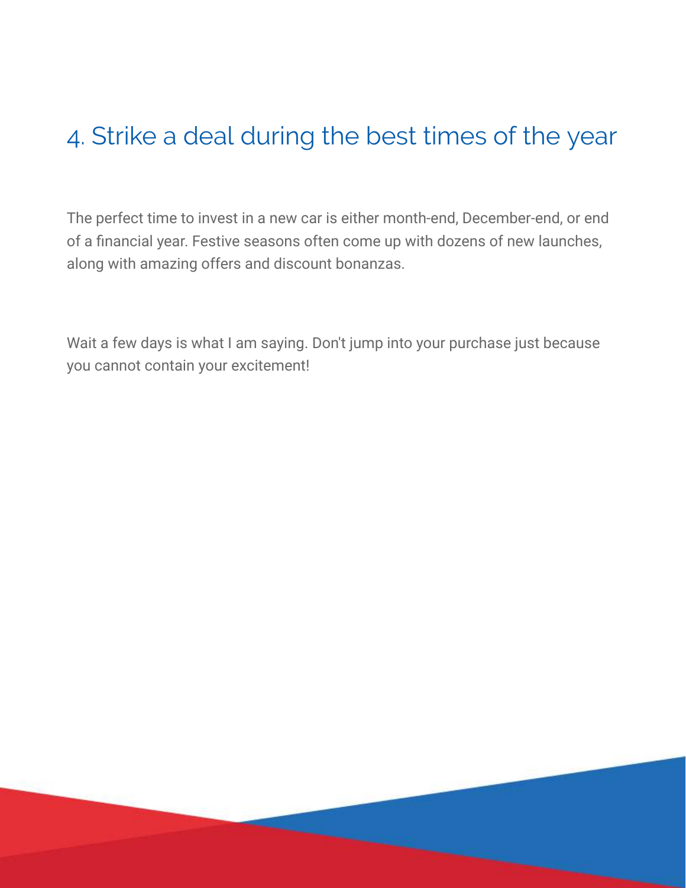## 4. Strike a deal during the best times of the year

The perfect time to invest in a new car is either month-end, December-end, or end of a financial year. Festive seasons often come up with dozens of new launches, along with amazing offers and discount bonanzas.

Wait a few days is what I am saying. Don't jump into your purchase just because you cannot contain your excitement!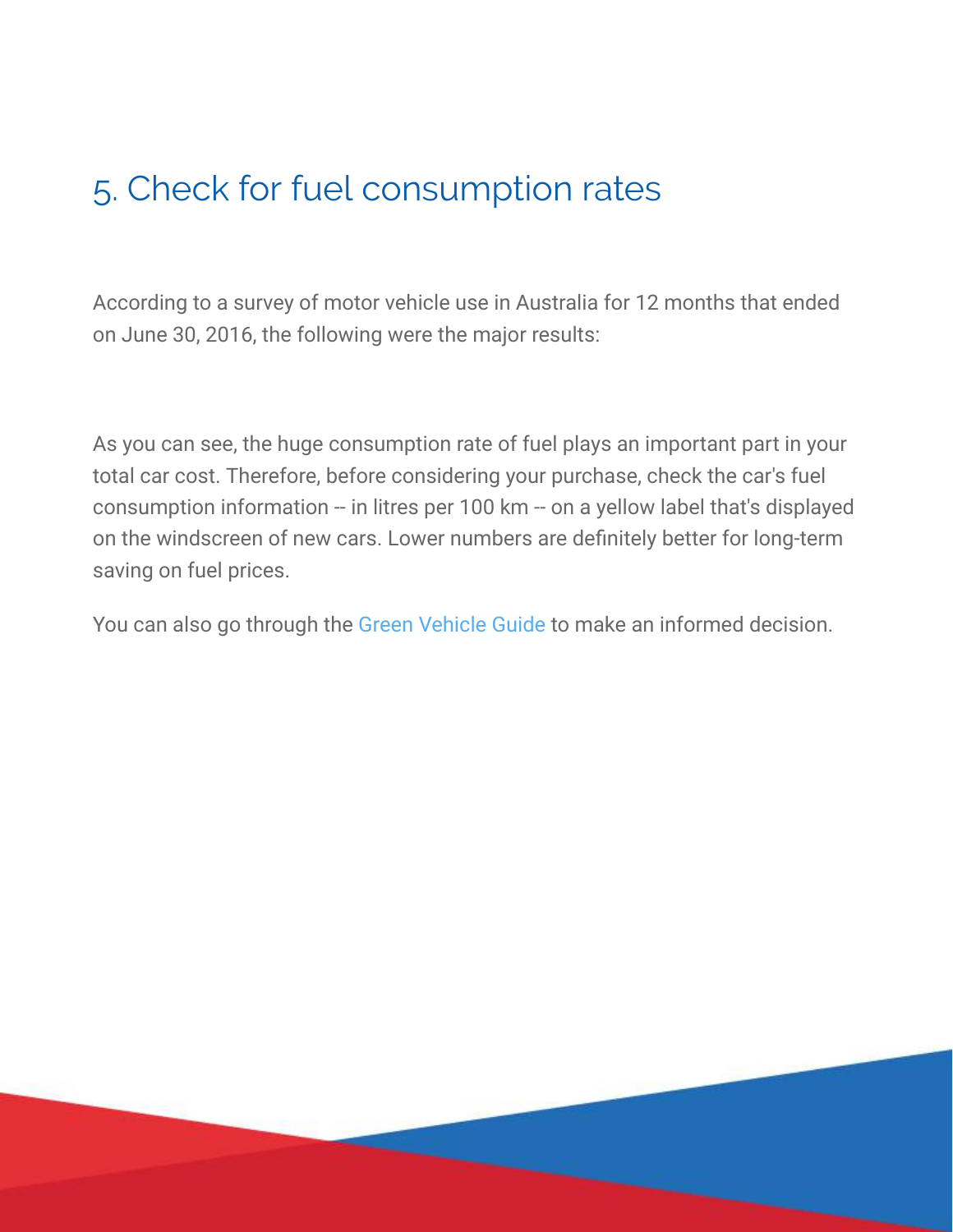## 5. Check for fuel consumption rates

According to a survey of motor vehicle use in Australia for 12 months that ended on June 30, 2016, the following were the major results:

As you can see, the huge consumption rate of fuel plays an important part in your total car cost. Therefore, before considering your purchase, check the car's fuel consumption information -- in litres per 100 km -- on a yellow label that's displayed on the windscreen of new cars. Lower numbers are definitely better for long-term saving on fuel prices.

You can also go through the Green Vehicle Guide to make an informed decision.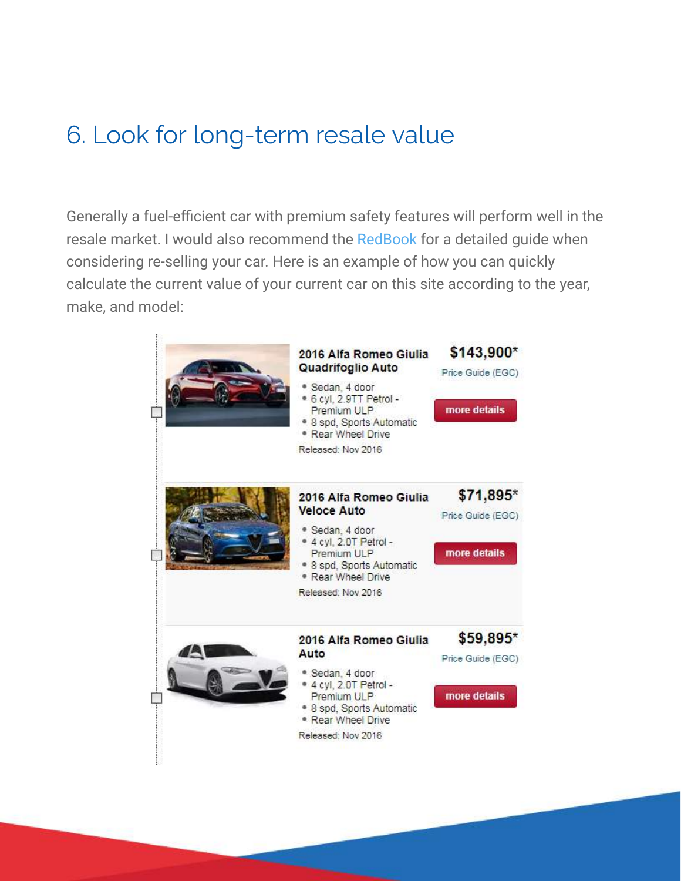# 6. Look for long-term resale value

Generally a fuel-efficient car with premium safety features will perform well in the resale market. I would also recommend the RedBook for a detailed guide when considering re-selling your car. Here is an example of how you can quickly calculate the current value of your current car on this site according to the year, make, and model:

**2016 Alfa Romeo Giulia Quadrifoglio Auto**

- Sedan, 4 door
- 6 cyl, 2.9TT Petrol - Premium ULP
- 8 spd, Sports Automatic
- Rear Wheel Drive

Released: Nov 2016

**$143,900***
Price Guide (EGC)

more details

**2016 Alfa Romeo Giulia Veloce Auto**

- Sedan, 4 door
- 4 cyl, 2.0T Petrol - Premium ULP
- 8 spd, Sports Automatic
- Rear Wheel Drive

Released: Nov 2016

**$71,895***
Price Guide (EGC)

more details

**2016 Alfa Romeo Giulia Auto**

- Sedan, 4 door
- 4 cyl, 2.0T Petrol - Premium ULP
- 8 spd, Sports Automatic
- Rear Wheel Drive

Released: Nov 2016

**$59,895***
Price Guide (EGC)

more details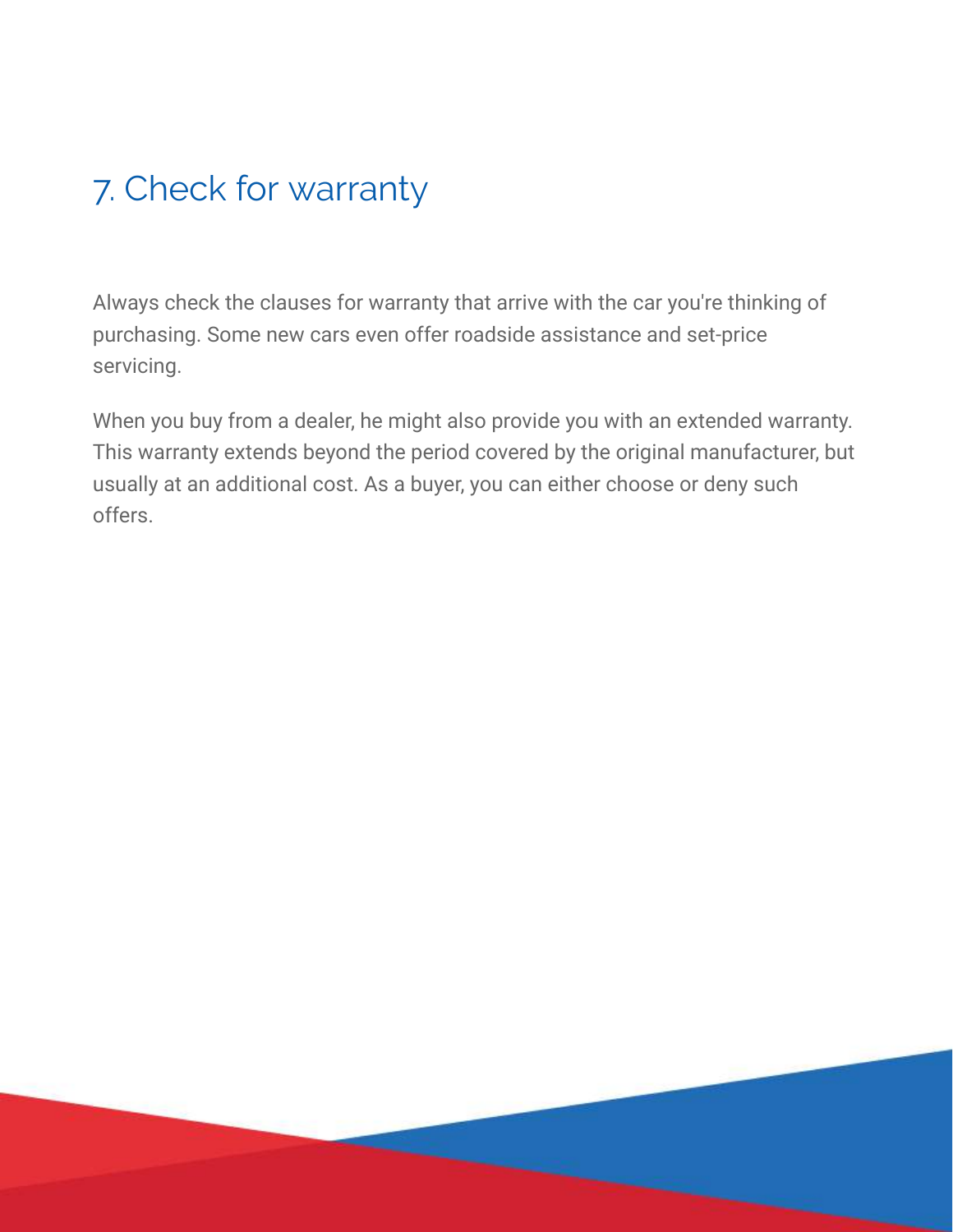## 7. Check for warranty

Always check the clauses for warranty that arrive with the car you're thinking of purchasing. Some new cars even offer roadside assistance and set-price servicing.

When you buy from a dealer, he might also provide you with an extended warranty. This warranty extends beyond the period covered by the original manufacturer, but usually at an additional cost. As a buyer, you can either choose or deny such offers.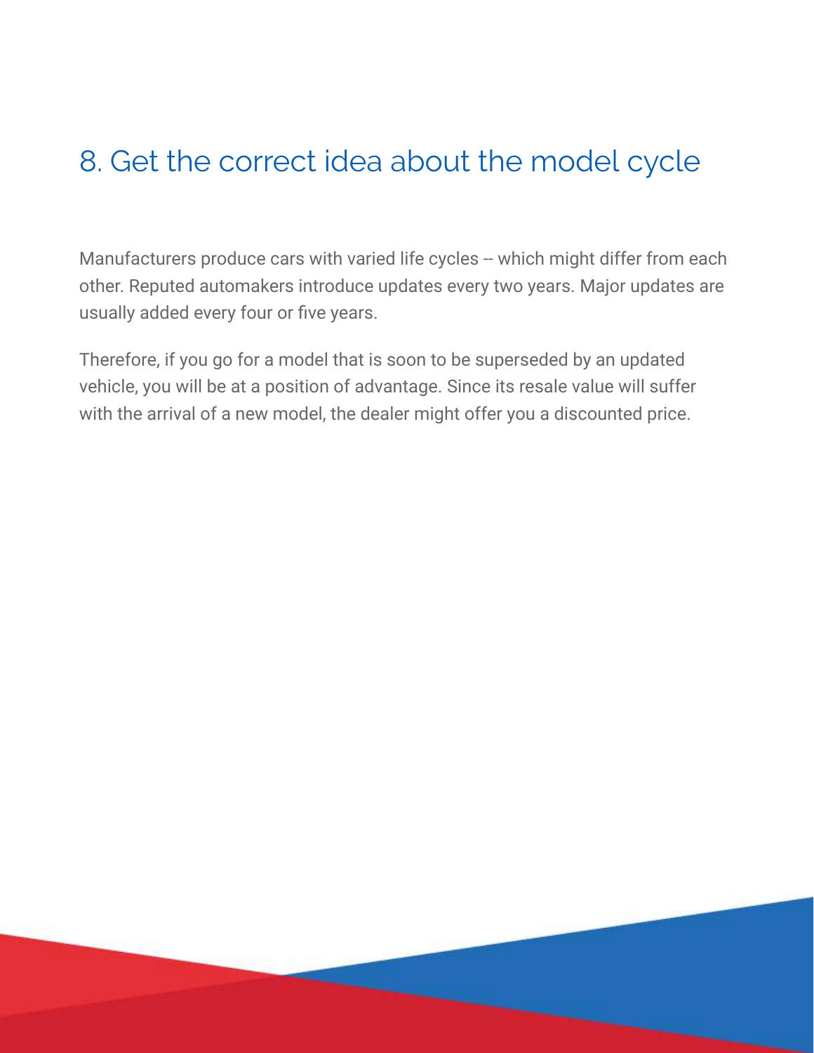## 8. Get the correct idea about the model cycle

Manufacturers produce cars with varied life cycles -- which might differ from each other. Reputed automakers introduce updates every two years. Major updates are usually added every four or five years.

Therefore, if you go for a model that is soon to be superseded by an updated vehicle, you will be at a position of advantage. Since its resale value will suffer with the arrival of a new model, the dealer might offer you a discounted price.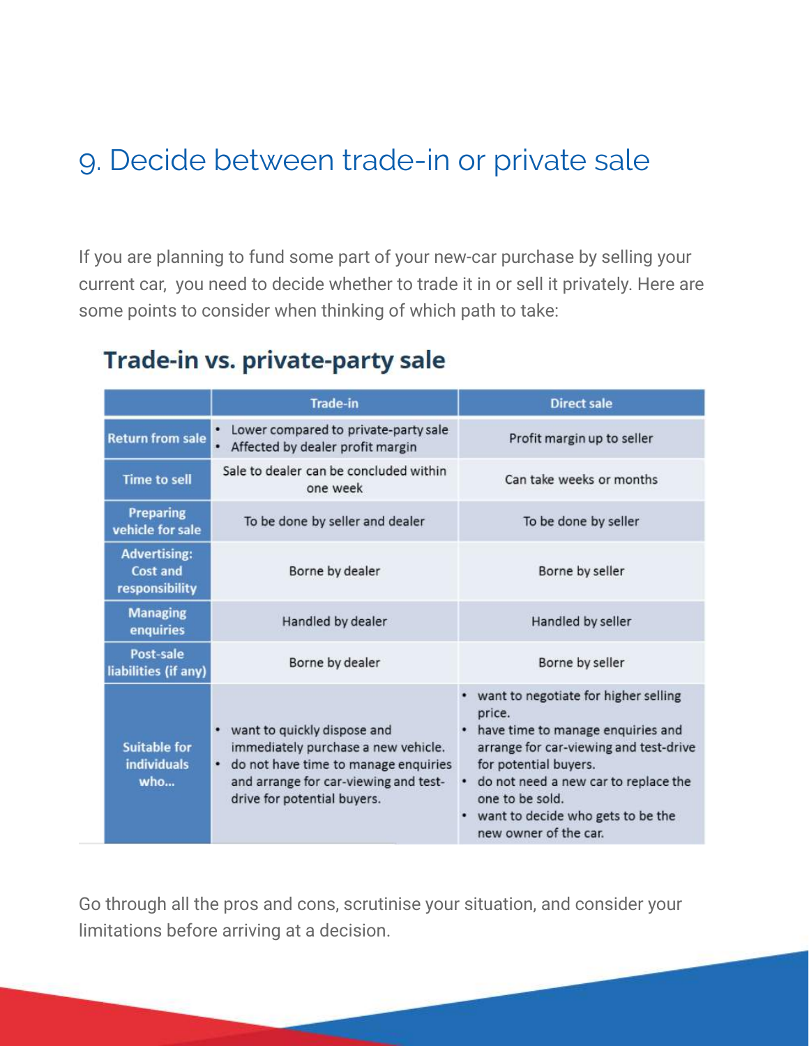# 9. Decide between trade-in or private sale

If you are planning to fund some part of your new-car purchase by selling your current car, you need to decide whether to trade it in or sell it privately. Here are some points to consider when thinking of which path to take:

## Trade-in vs. private-party sale

| | Trade-in | Direct sale |
|---|---|---|
| Return from sale | • Lower compared to private-party sale<br>• Affected by dealer profit margin | Profit margin up to seller |
| Time to sell | Sale to dealer can be concluded within one week | Can take weeks or months |
| Preparing vehicle for sale | To be done by seller and dealer | To be done by seller |
| Advertising: Cost and responsibility | Borne by dealer | Borne by seller |
| Managing enquiries | Handled by dealer | Handled by seller |
| Post-sale liabilities (if any) | Borne by dealer | Borne by seller |
| Suitable for individuals who... | • want to quickly dispose and immediately purchase a new vehicle.<br>• do not have time to manage enquiries and arrange for car-viewing and test-drive for potential buyers. | • want to negotiate for higher selling price.<br>• have time to manage enquiries and arrange for car-viewing and test-drive for potential buyers.<br>• do not need a new car to replace the one to be sold.<br>• want to decide who gets to be the new owner of the car. |

Go through all the pros and cons, scrutinise your situation, and consider your limitations before arriving at a decision.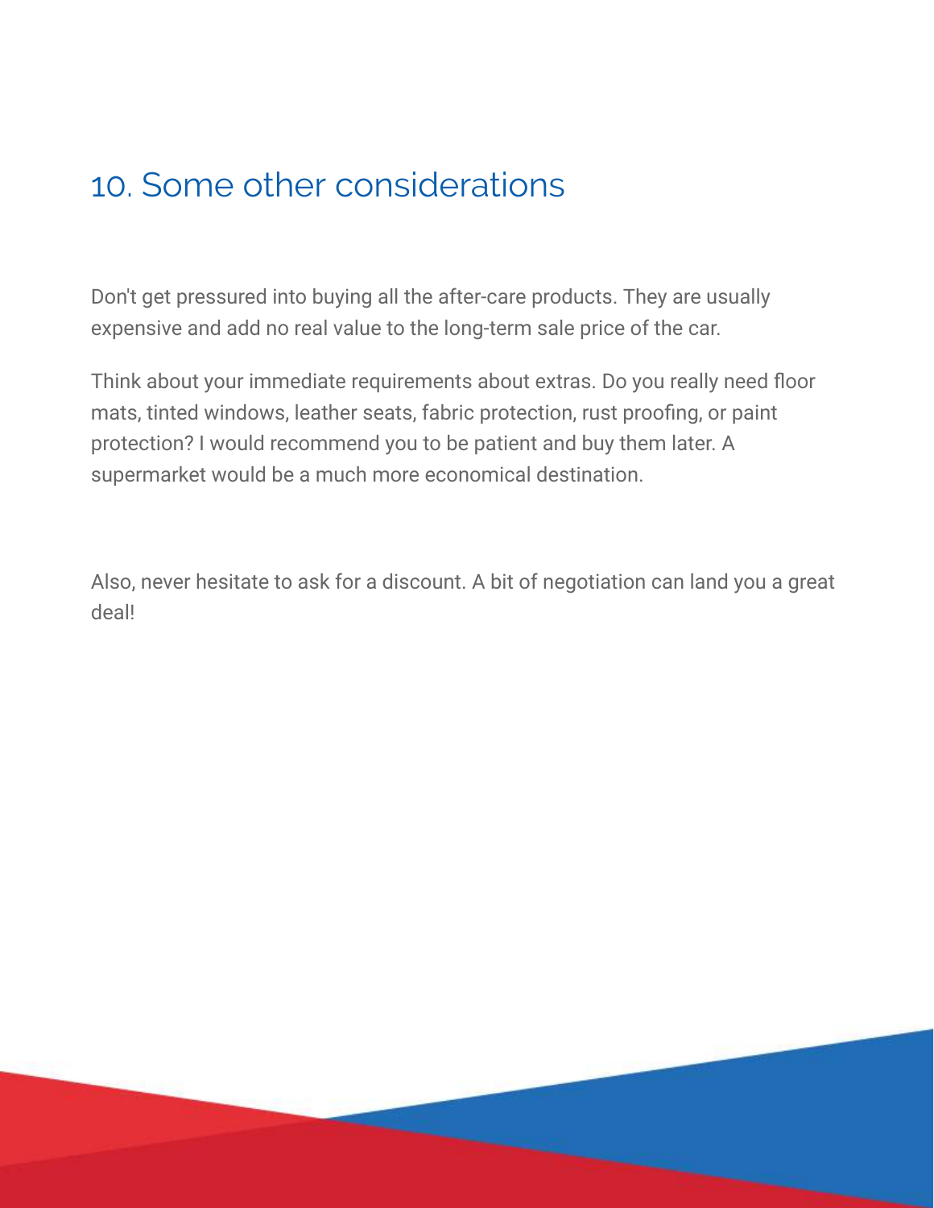## 10. Some other considerations

Don't get pressured into buying all the after-care products. They are usually expensive and add no real value to the long-term sale price of the car.

Think about your immediate requirements about extras. Do you really need floor mats, tinted windows, leather seats, fabric protection, rust proofing, or paint protection? I would recommend you to be patient and buy them later. A supermarket would be a much more economical destination.

Also, never hesitate to ask for a discount. A bit of negotiation can land you a great deal!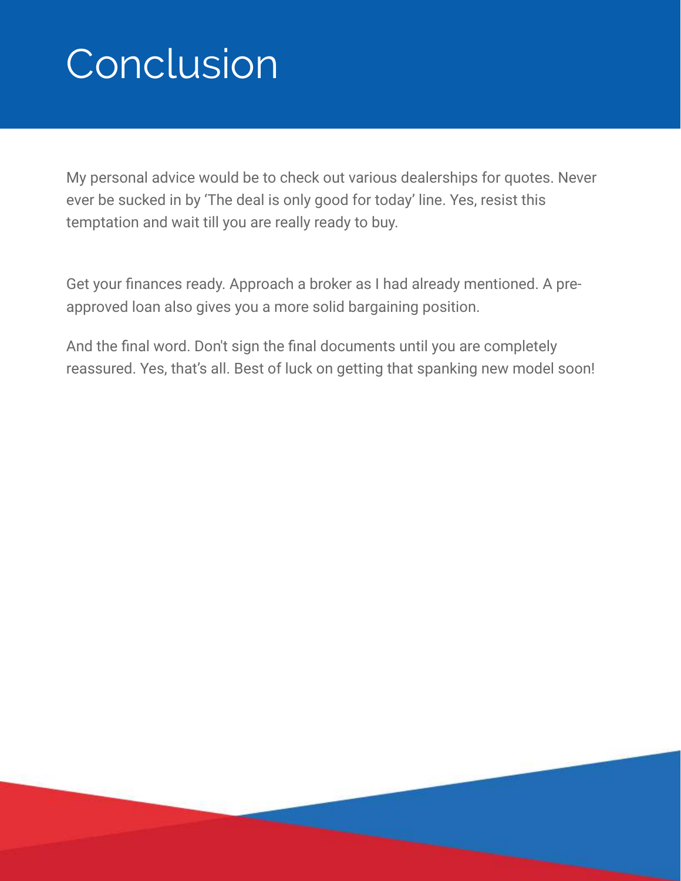# Conclusion

My personal advice would be to check out various dealerships for quotes. Never ever be sucked in by 'The deal is only good for today' line. Yes, resist this temptation and wait till you are really ready to buy.

Get your finances ready. Approach a broker as I had already mentioned. A pre-approved loan also gives you a more solid bargaining position.

And the final word. Don't sign the final documents until you are completely reassured. Yes, that's all. Best of luck on getting that spanking new model soon!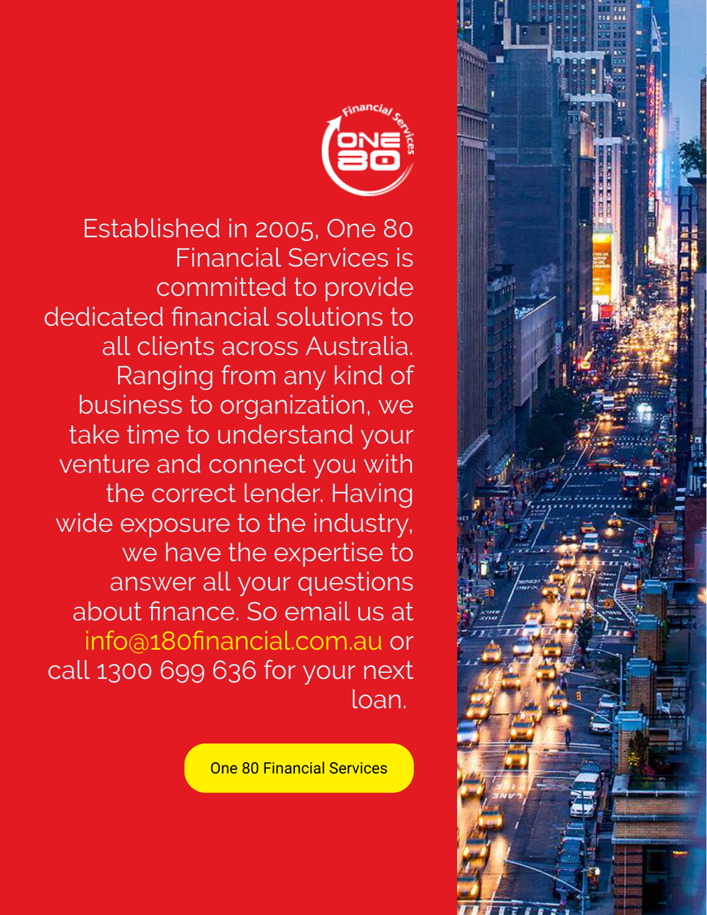Established in 2005, One 80 Financial Services is committed to provide dedicated financial solutions to all clients across Australia. Ranging from any kind of business to organization, we take time to understand your venture and connect you with the correct lender. Having wide exposure to the industry, we have the expertise to answer all your questions about finance. So email us at info@180financial.com.au or call 1300 699 636 for your next loan.

One 80 Financial Services